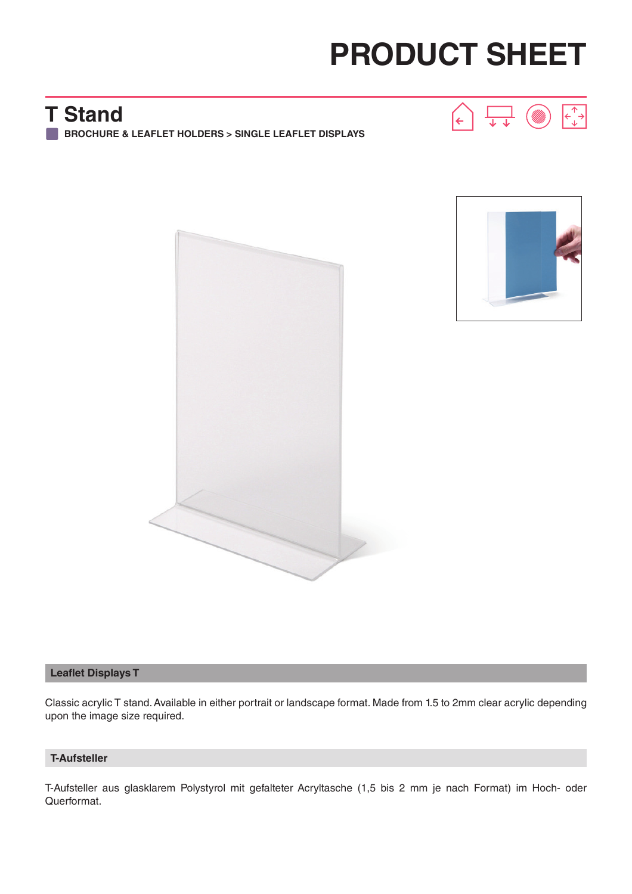# PRODUCT SHEET

## T Stand

**BROCHURE & LEAFLET HOLDERS > SINGLE LEAFLET DISPLAYS**

### Leaflet Displays T

Classic acrylic T stand. Available in either portrait or landscape format. Made from 1.5 to 2mm clear acrylic depending upon the image size required.

### T-Aufsteller

T-Aufsteller aus glasklarem Polystyrol mit gefalteter Acryltasche (1,5 bis 2 mm je nach Format) im Hoch- oder Querformat.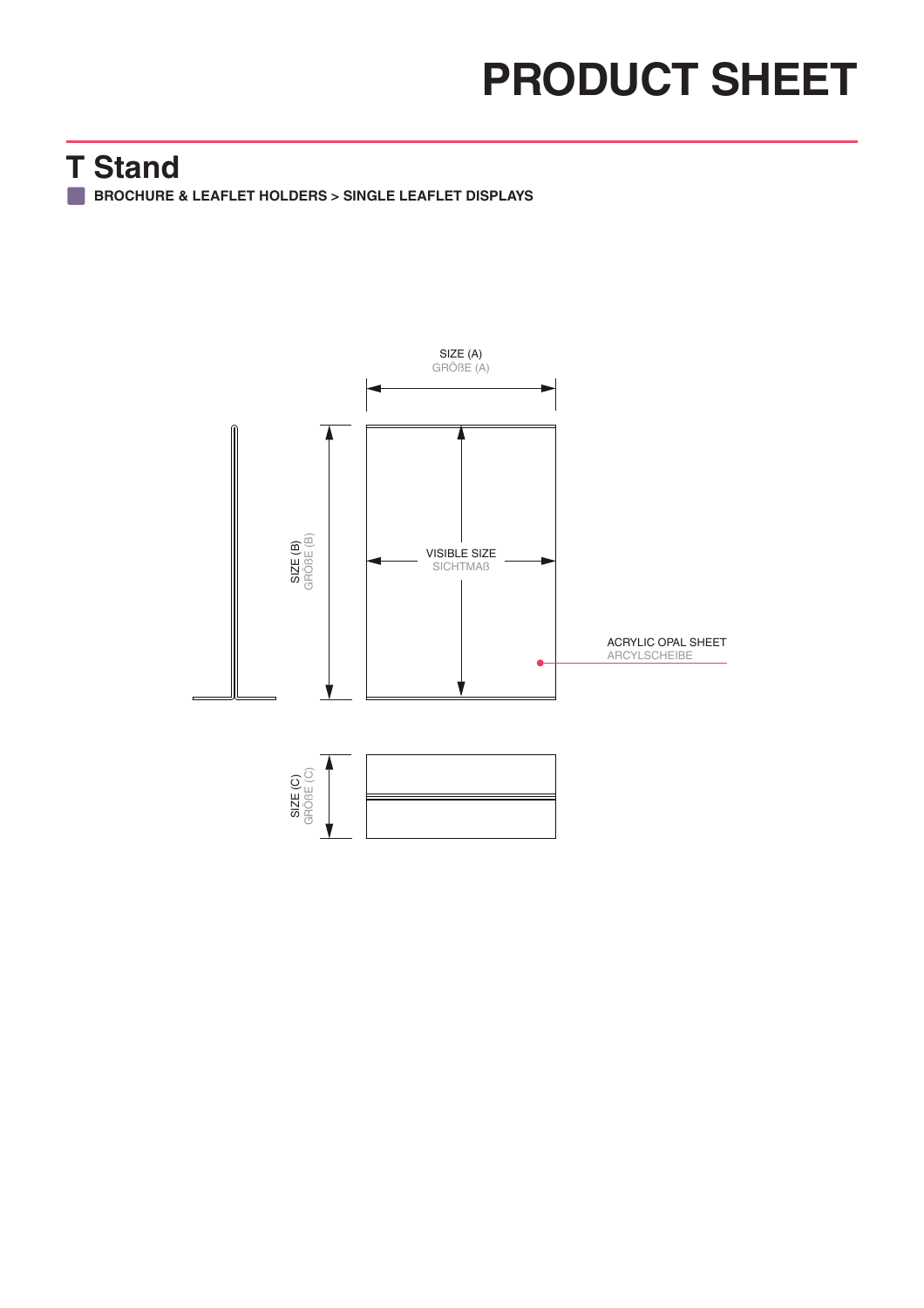# PRODUCT SHEET

## T Stand

**BROCHURE & LEAFLET HOLDERS > SINGLE LEAFLET DISPLAYS**

SIZE (A)
GRÖßE (A)

SIZE (B)
GRÖßE (B)

VISIBLE SIZE
SICHTMAß

ACRYLIC OPAL SHEET
ARCYLSCHEIBE

SIZE (C)
GRÖßE (C)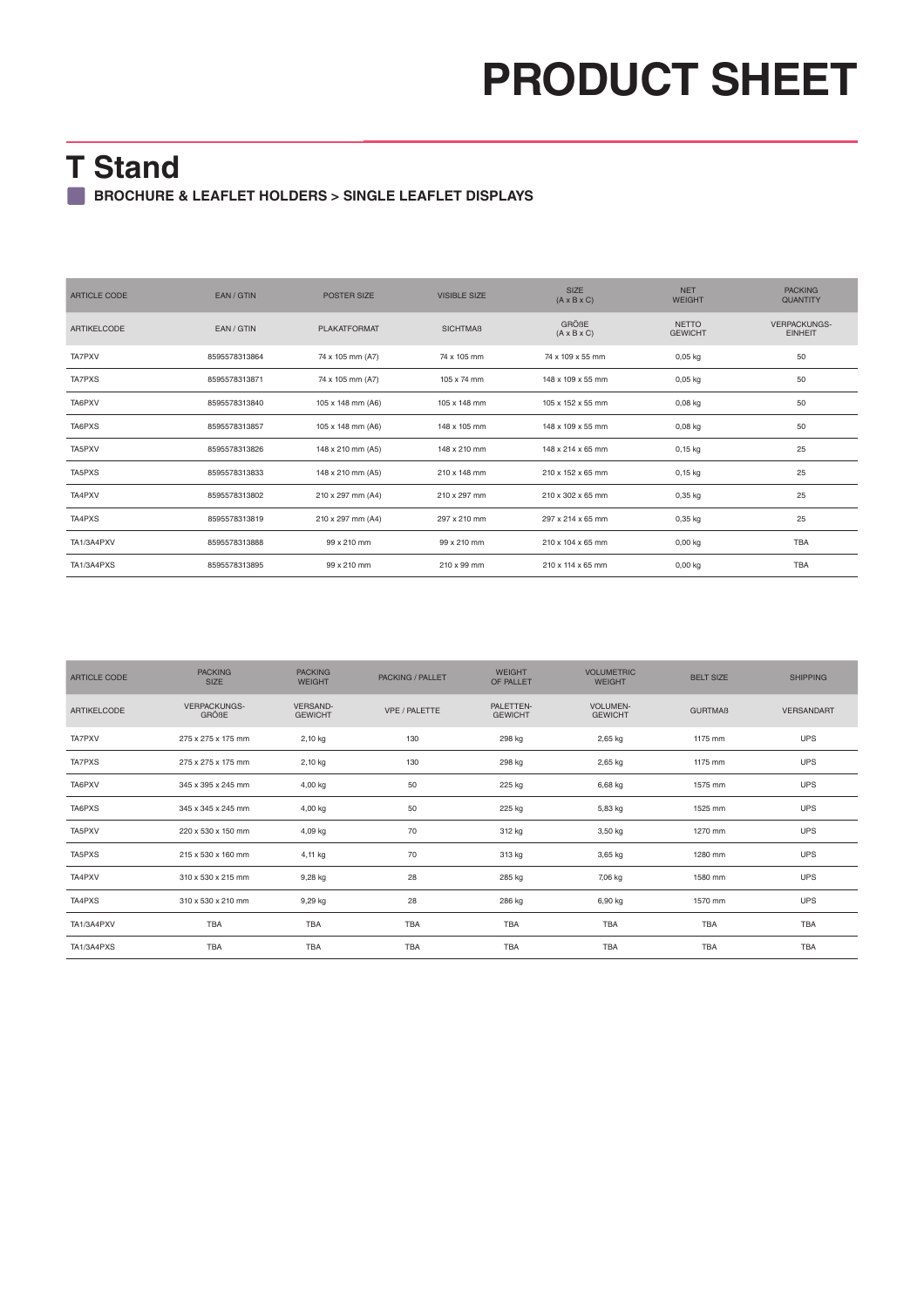# PRODUCT SHEET

## T Stand

**BROCHURE & LEAFLET HOLDERS > SINGLE LEAFLET DISPLAYS**

| ARTICLE CODE | EAN / GTIN | POSTER SIZE | VISIBLE SIZE | SIZE (A x B x C) | NET WEIGHT | PACKING QUANTITY |
|---|---|---|---|---|---|---|
| ARTIKELCODE | EAN / GTIN | PLAKATFORMAT | SICHTMAß | GRÖßE (A x B x C) | NETTO GEWICHT | VERPACKUNGS-EINHEIT |
| TA7PXV | 8595578313864 | 74 x 105 mm (A7) | 74 x 105 mm | 74 x 109 x 55 mm | 0,05 kg | 50 |
| TA7PXS | 8595578313871 | 74 x 105 mm (A7) | 105 x 74 mm | 148 x 109 x 55 mm | 0,05 kg | 50 |
| TA6PXV | 8595578313840 | 105 x 148 mm (A6) | 105 x 148 mm | 105 x 152 x 55 mm | 0,08 kg | 50 |
| TA6PXS | 8595578313857 | 105 x 148 mm (A6) | 148 x 105 mm | 148 x 109 x 55 mm | 0,08 kg | 50 |
| TA5PXV | 8595578313826 | 148 x 210 mm (A5) | 148 x 210 mm | 148 x 214 x 65 mm | 0,15 kg | 25 |
| TA5PXS | 8595578313833 | 148 x 210 mm (A5) | 210 x 148 mm | 210 x 152 x 65 mm | 0,15 kg | 25 |
| TA4PXV | 8595578313802 | 210 x 297 mm (A4) | 210 x 297 mm | 210 x 302 x 65 mm | 0,35 kg | 25 |
| TA4PXS | 8595578313819 | 210 x 297 mm (A4) | 297 x 210 mm | 297 x 214 x 65 mm | 0,35 kg | 25 |
| TA1/3A4PXV | 8595578313888 | 99 x 210 mm | 99 x 210 mm | 210 x 104 x 65 mm | 0,00 kg | TBA |
| TA1/3A4PXS | 8595578313895 | 99 x 210 mm | 210 x 99 mm | 210 x 114 x 65 mm | 0,00 kg | TBA |

| ARTICLE CODE | PACKING SIZE | PACKING WEIGHT | PACKING / PALLET | WEIGHT OF PALLET | VOLUMETRIC WEIGHT | BELT SIZE | SHIPPING |
|---|---|---|---|---|---|---|---|
| ARTIKELCODE | VERPACKUNGS-GRÖßE | VERSAND-GEWICHT | VPE / PALETTE | PALETTEN-GEWICHT | VOLUMEN-GEWICHT | GURTMAß | VERSANDART |
| TA7PXV | 275 x 275 x 175 mm | 2,10 kg | 130 | 298 kg | 2,65 kg | 1175 mm | UPS |
| TA7PXS | 275 x 275 x 175 mm | 2,10 kg | 130 | 298 kg | 2,65 kg | 1175 mm | UPS |
| TA6PXV | 345 x 395 x 245 mm | 4,00 kg | 50 | 225 kg | 6,68 kg | 1575 mm | UPS |
| TA6PXS | 345 x 345 x 245 mm | 4,00 kg | 50 | 225 kg | 5,83 kg | 1525 mm | UPS |
| TA5PXV | 220 x 530 x 150 mm | 4,09 kg | 70 | 312 kg | 3,50 kg | 1270 mm | UPS |
| TA5PXS | 215 x 530 x 160 mm | 4,11 kg | 70 | 313 kg | 3,65 kg | 1280 mm | UPS |
| TA4PXV | 310 x 530 x 215 mm | 9,28 kg | 28 | 285 kg | 7,06 kg | 1580 mm | UPS |
| TA4PXS | 310 x 530 x 210 mm | 9,29 kg | 28 | 286 kg | 6,90 kg | 1570 mm | UPS |
| TA1/3A4PXV | TBA | TBA | TBA | TBA | TBA | TBA | TBA |
| TA1/3A4PXS | TBA | TBA | TBA | TBA | TBA | TBA | TBA |